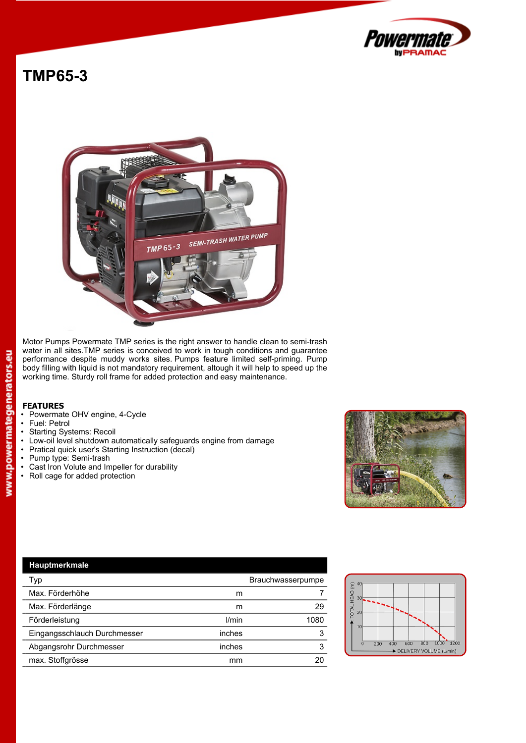# TMP65-3

Motor Pumps Powermate TMP series is the right answer to handle clean to semi-trash water in all sites.TMP series is conceived to work in tough conditions and guarantee performance despite muddy works sites. Pumps feature limited self-priming. Pump body filling with liquid is not mandatory requirement, altough it will help to speed up the working time. Sturdy roll frame for added protection and easy maintenance.

## FEATURES

- Powermate OHV engine, 4-Cycle
- Fuel: Petrol
- Starting Systems: Recoil
- Low-oil level shutdown automatically safeguards engine from damage
- Pratical quick user's Starting Instruction (decal)
- Pump type: Semi-trash
- Cast Iron Volute and Impeller for durability
- Roll cage for added protection

| Hauptmerkmale | | |
|---|---|---|
| Typ | | Brauchwasserpumpe |
| Max. Förderhöhe | m | 7 |
| Max. Förderlänge | m | 29 |
| Förderleistung | l/min | 1080 |
| Eingangsschlauch Durchmesser | inches | 3 |
| Abgangsrohr Durchmesser | inches | 3 |
| max. Stoffgrösse | mm | 20 |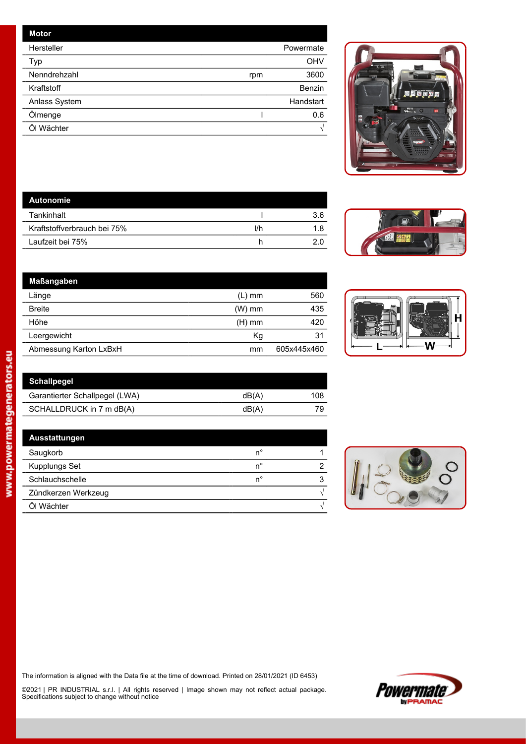| Motor | | |
| --- | --- | --- |
| Hersteller | | Powermate |
| Typ | | OHV |
| Nenndrehzahl | rpm | 3600 |
| Kraftstoff | | Benzin |
| Anlass System | | Handstart |
| Ölmenge | l | 0.6 |
| Öl Wächter | | √ |

| Autonomie | | |
| --- | --- | --- |
| Tankinhalt | l | 3.6 |
| Kraftstoffverbrauch bei 75% | l/h | 1.8 |
| Laufzeit bei 75% | h | 2.0 |

| Maßangaben | | |
| --- | --- | --- |
| Länge | (L) mm | 560 |
| Breite | (W) mm | 435 |
| Höhe | (H) mm | 420 |
| Leergewicht | Kg | 31 |
| Abmessung Karton LxBxH | mm | 605x445x460 |

| Schallpegel | | |
| --- | --- | --- |
| Garantierter Schallpegel (LWA) | dB(A) | 108 |
| SCHALLDRUCK in 7 m dB(A) | dB(A) | 79 |

| Ausstattungen | | |
| --- | --- | --- |
| Saugkorb | n° | 1 |
| Kupplungs Set | n° | 2 |
| Schlauchschelle | n° | 3 |
| Zündkerzen Werkzeug | | √ |
| Öl Wächter | | √ |

The information is aligned with the Data file at the time of download. Printed on 28/01/2021 (ID 6453)

©2021 | PR INDUSTRIAL s.r.l. | All rights reserved | Image shown may not reflect actual package.
Specifications subject to change without notice